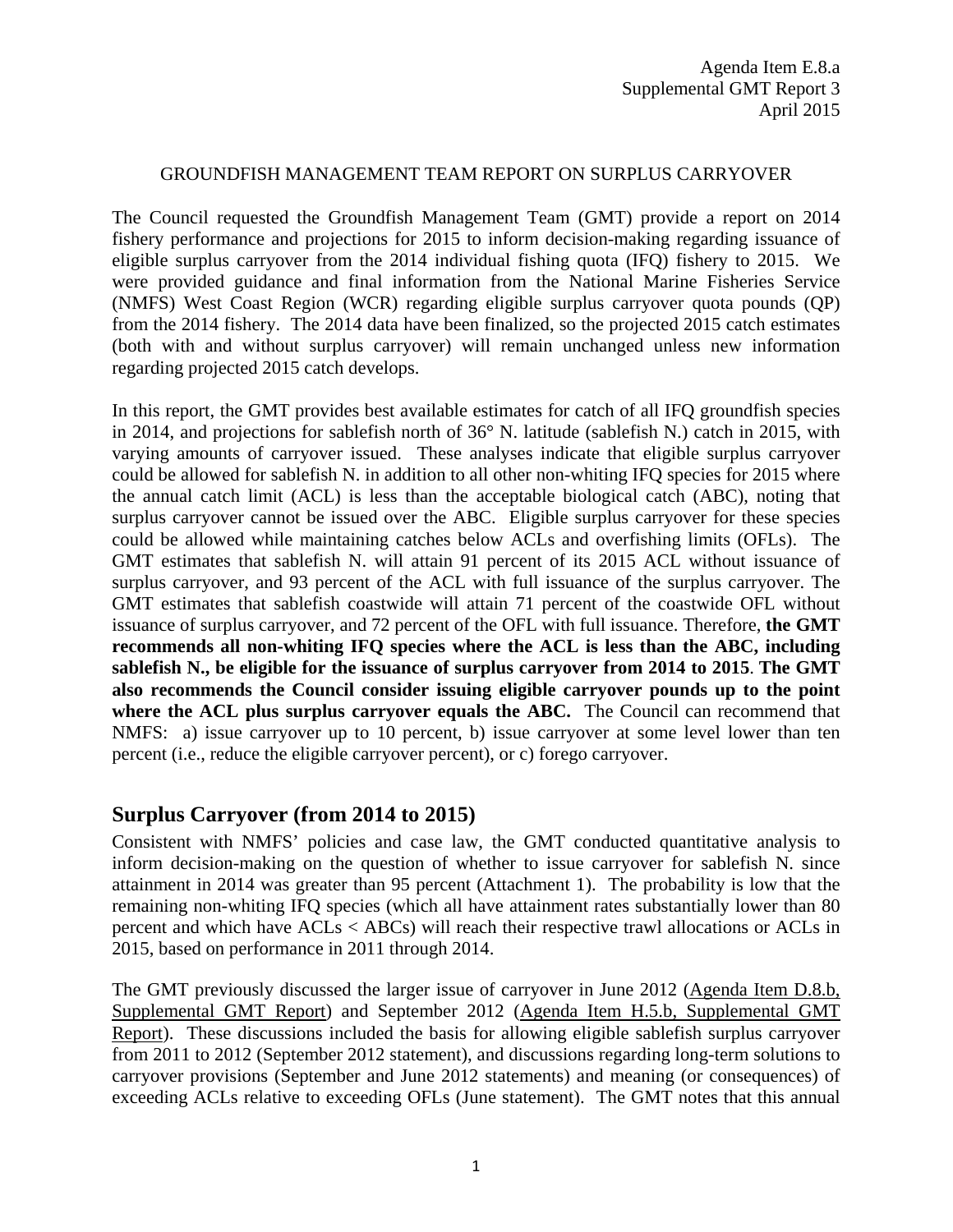Agenda Item E.8.a
Supplemental GMT Report 3
April 2015

GROUNDFISH MANAGEMENT TEAM REPORT ON SURPLUS CARRYOVER

The Council requested the Groundfish Management Team (GMT) provide a report on 2014 fishery performance and projections for 2015 to inform decision-making regarding issuance of eligible surplus carryover from the 2014 individual fishing quota (IFQ) fishery to 2015. We were provided guidance and final information from the National Marine Fisheries Service (NMFS) West Coast Region (WCR) regarding eligible surplus carryover quota pounds (QP) from the 2014 fishery. The 2014 data have been finalized, so the projected 2015 catch estimates (both with and without surplus carryover) will remain unchanged unless new information regarding projected 2015 catch develops.

In this report, the GMT provides best available estimates for catch of all IFQ groundfish species in 2014, and projections for sablefish north of 36° N. latitude (sablefish N.) catch in 2015, with varying amounts of carryover issued. These analyses indicate that eligible surplus carryover could be allowed for sablefish N. in addition to all other non-whiting IFQ species for 2015 where the annual catch limit (ACL) is less than the acceptable biological catch (ABC), noting that surplus carryover cannot be issued over the ABC. Eligible surplus carryover for these species could be allowed while maintaining catches below ACLs and overfishing limits (OFLs). The GMT estimates that sablefish N. will attain 91 percent of its 2015 ACL without issuance of surplus carryover, and 93 percent of the ACL with full issuance of the surplus carryover. The GMT estimates that sablefish coastwide will attain 71 percent of the coastwide OFL without issuance of surplus carryover, and 72 percent of the OFL with full issuance. Therefore, **the GMT recommends all non-whiting IFQ species where the ACL is less than the ABC, including sablefish N., be eligible for the issuance of surplus carryover from 2014 to 2015**. **The GMT also recommends the Council consider issuing eligible carryover pounds up to the point where the ACL plus surplus carryover equals the ABC.** The Council can recommend that NMFS: a) issue carryover up to 10 percent, b) issue carryover at some level lower than ten percent (i.e., reduce the eligible carryover percent), or c) forego carryover.

## Surplus Carryover (from 2014 to 2015)

Consistent with NMFS' policies and case law, the GMT conducted quantitative analysis to inform decision-making on the question of whether to issue carryover for sablefish N. since attainment in 2014 was greater than 95 percent (Attachment 1). The probability is low that the remaining non-whiting IFQ species (which all have attainment rates substantially lower than 80 percent and which have ACLs < ABCs) will reach their respective trawl allocations or ACLs in 2015, based on performance in 2011 through 2014.

The GMT previously discussed the larger issue of carryover in June 2012 (Agenda Item D.8.b, Supplemental GMT Report) and September 2012 (Agenda Item H.5.b, Supplemental GMT Report). These discussions included the basis for allowing eligible sablefish surplus carryover from 2011 to 2012 (September 2012 statement), and discussions regarding long-term solutions to carryover provisions (September and June 2012 statements) and meaning (or consequences) of exceeding ACLs relative to exceeding OFLs (June statement). The GMT notes that this annual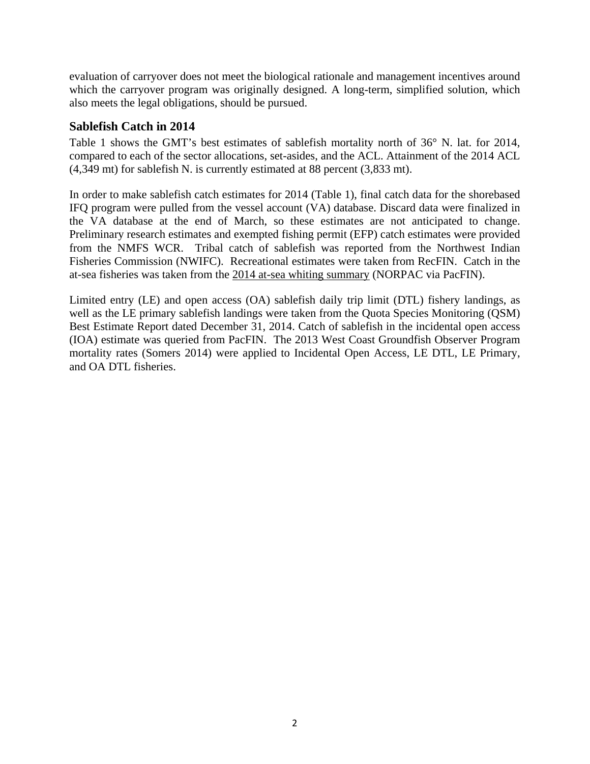evaluation of carryover does not meet the biological rationale and management incentives around which the carryover program was originally designed. A long-term, simplified solution, which also meets the legal obligations, should be pursued.

## Sablefish Catch in 2014

Table 1 shows the GMT's best estimates of sablefish mortality north of 36° N. lat. for 2014, compared to each of the sector allocations, set-asides, and the ACL. Attainment of the 2014 ACL (4,349 mt) for sablefish N. is currently estimated at 88 percent (3,833 mt).

In order to make sablefish catch estimates for 2014 (Table 1), final catch data for the shorebased IFQ program were pulled from the vessel account (VA) database. Discard data were finalized in the VA database at the end of March, so these estimates are not anticipated to change. Preliminary research estimates and exempted fishing permit (EFP) catch estimates were provided from the NMFS WCR. Tribal catch of sablefish was reported from the Northwest Indian Fisheries Commission (NWIFC). Recreational estimates were taken from RecFIN. Catch in the at-sea fisheries was taken from the 2014 at-sea whiting summary (NORPAC via PacFIN).

Limited entry (LE) and open access (OA) sablefish daily trip limit (DTL) fishery landings, as well as the LE primary sablefish landings were taken from the Quota Species Monitoring (QSM) Best Estimate Report dated December 31, 2014. Catch of sablefish in the incidental open access (IOA) estimate was queried from PacFIN. The 2013 West Coast Groundfish Observer Program mortality rates (Somers 2014) were applied to Incidental Open Access, LE DTL, LE Primary, and OA DTL fisheries.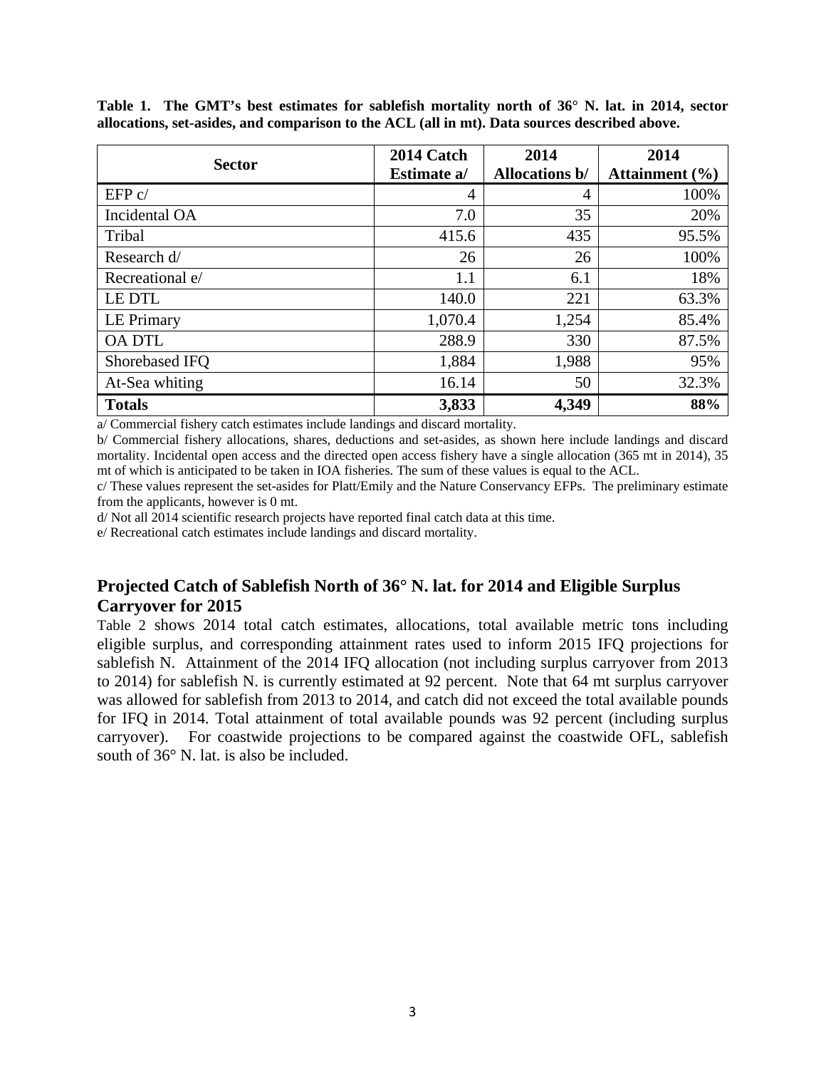**Table 1. The GMT's best estimates for sablefish mortality north of 36° N. lat. in 2014, sector allocations, set-asides, and comparison to the ACL (all in mt). Data sources described above.**

| Sector | 2014 Catch Estimate a/ | 2014 Allocations b/ | 2014 Attainment (%) |
|---|---|---|---|
| EFP c/ | 4 | 4 | 100% |
| Incidental OA | 7.0 | 35 | 20% |
| Tribal | 415.6 | 435 | 95.5% |
| Research d/ | 26 | 26 | 100% |
| Recreational e/ | 1.1 | 6.1 | 18% |
| LE DTL | 140.0 | 221 | 63.3% |
| LE Primary | 1,070.4 | 1,254 | 85.4% |
| OA DTL | 288.9 | 330 | 87.5% |
| Shorebased IFQ | 1,884 | 1,988 | 95% |
| At-Sea whiting | 16.14 | 50 | 32.3% |
| **Totals** | **3,833** | **4,349** | **88%** |

a/ Commercial fishery catch estimates include landings and discard mortality.

b/ Commercial fishery allocations, shares, deductions and set-asides, as shown here include landings and discard mortality. Incidental open access and the directed open access fishery have a single allocation (365 mt in 2014), 35 mt of which is anticipated to be taken in IOA fisheries. The sum of these values is equal to the ACL.

c/ These values represent the set-asides for Platt/Emily and the Nature Conservancy EFPs. The preliminary estimate from the applicants, however is 0 mt.

d/ Not all 2014 scientific research projects have reported final catch data at this time.

e/ Recreational catch estimates include landings and discard mortality.

## Projected Catch of Sablefish North of 36° N. lat. for 2014 and Eligible Surplus Carryover for 2015

Table 2 shows 2014 total catch estimates, allocations, total available metric tons including eligible surplus, and corresponding attainment rates used to inform 2015 IFQ projections for sablefish N. Attainment of the 2014 IFQ allocation (not including surplus carryover from 2013 to 2014) for sablefish N. is currently estimated at 92 percent. Note that 64 mt surplus carryover was allowed for sablefish from 2013 to 2014, and catch did not exceed the total available pounds for IFQ in 2014. Total attainment of total available pounds was 92 percent (including surplus carryover). For coastwide projections to be compared against the coastwide OFL, sablefish south of 36° N. lat. is also be included.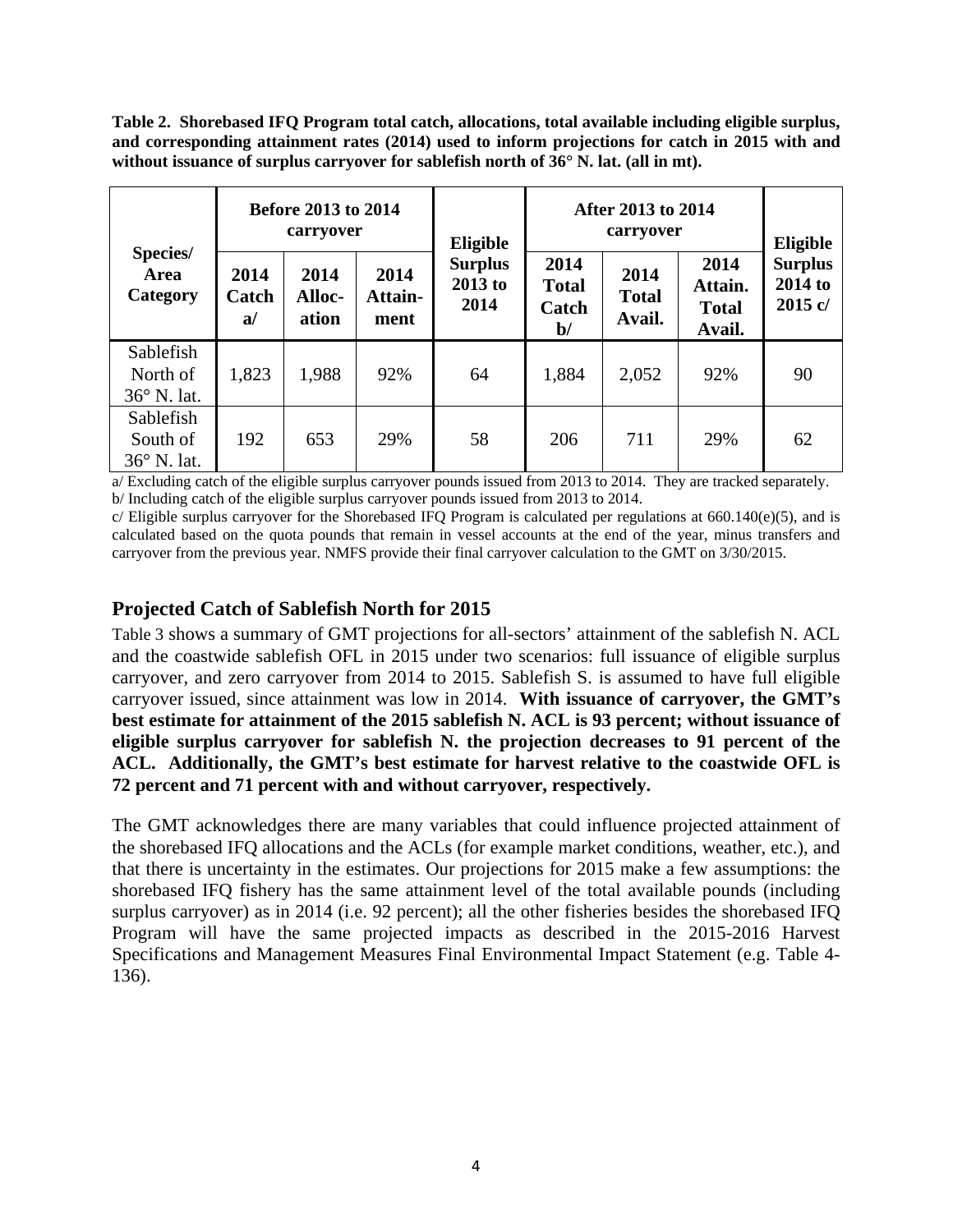**Table 2. Shorebased IFQ Program total catch, allocations, total available including eligible surplus, and corresponding attainment rates (2014) used to inform projections for catch in 2015 with and without issuance of surplus carryover for sablefish north of 36° N. lat. (all in mt).**

| Species/ Area Category | Before 2013 to 2014 carryover | | | Eligible Surplus 2013 to 2014 | After 2013 to 2014 carryover | | | Eligible Surplus 2014 to 2015 c/ |
|---|---|---|---|---|---|---|---|---|
| | 2014 Catch a/ | 2014 Alloc-ation | 2014 Attain-ment | | 2014 Total Catch b/ | 2014 Total Avail. | 2014 Attain. Total Avail. | |
| Sablefish North of 36° N. lat. | 1,823 | 1,988 | 92% | 64 | 1,884 | 2,052 | 92% | 90 |
| Sablefish South of 36° N. lat. | 192 | 653 | 29% | 58 | 206 | 711 | 29% | 62 |

a/ Excluding catch of the eligible surplus carryover pounds issued from 2013 to 2014. They are tracked separately.
b/ Including catch of the eligible surplus carryover pounds issued from 2013 to 2014.
c/ Eligible surplus carryover for the Shorebased IFQ Program is calculated per regulations at 660.140(e)(5), and is calculated based on the quota pounds that remain in vessel accounts at the end of the year, minus transfers and carryover from the previous year. NMFS provide their final carryover calculation to the GMT on 3/30/2015.

## Projected Catch of Sablefish North for 2015

Table 3 shows a summary of GMT projections for all-sectors' attainment of the sablefish N. ACL and the coastwide sablefish OFL in 2015 under two scenarios: full issuance of eligible surplus carryover, and zero carryover from 2014 to 2015. Sablefish S. is assumed to have full eligible carryover issued, since attainment was low in 2014. **With issuance of carryover, the GMT's best estimate for attainment of the 2015 sablefish N. ACL is 93 percent; without issuance of eligible surplus carryover for sablefish N. the projection decreases to 91 percent of the ACL. Additionally, the GMT's best estimate for harvest relative to the coastwide OFL is 72 percent and 71 percent with and without carryover, respectively.**

The GMT acknowledges there are many variables that could influence projected attainment of the shorebased IFQ allocations and the ACLs (for example market conditions, weather, etc.), and that there is uncertainty in the estimates. Our projections for 2015 make a few assumptions: the shorebased IFQ fishery has the same attainment level of the total available pounds (including surplus carryover) as in 2014 (i.e. 92 percent); all the other fisheries besides the shorebased IFQ Program will have the same projected impacts as described in the 2015-2016 Harvest Specifications and Management Measures Final Environmental Impact Statement (e.g. Table 4-136).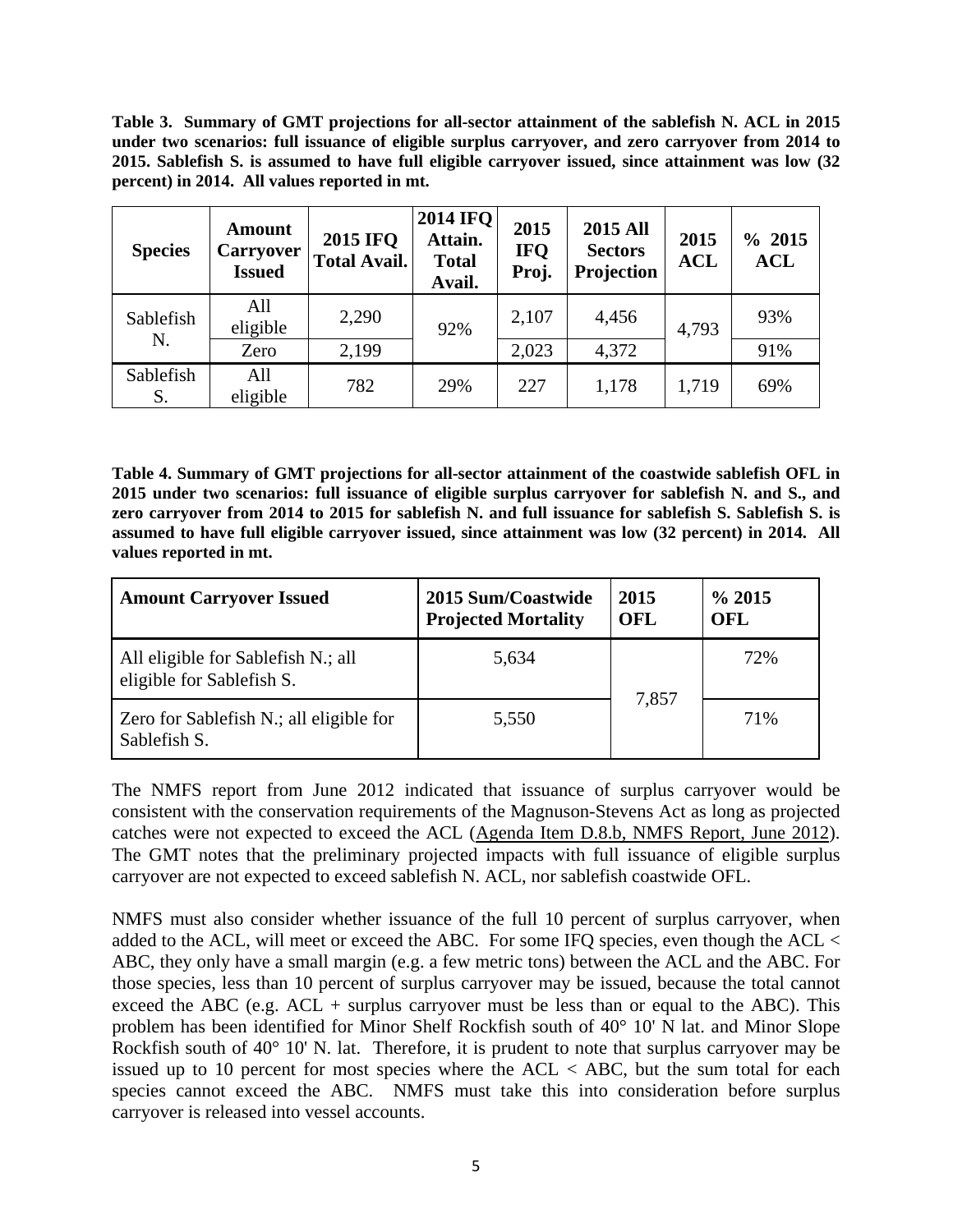**Table 3. Summary of GMT projections for all-sector attainment of the sablefish N. ACL in 2015 under two scenarios: full issuance of eligible surplus carryover, and zero carryover from 2014 to 2015. Sablefish S. is assumed to have full eligible carryover issued, since attainment was low (32 percent) in 2014. All values reported in mt.**

| Species | Amount Carryover Issued | 2015 IFQ Total Avail. | 2014 IFQ Attain. Total Avail. | 2015 IFQ Proj. | 2015 All Sectors Projection | 2015 ACL | % 2015 ACL |
|---|---|---|---|---|---|---|---|
| Sablefish N. | All eligible | 2,290 | 92% | 2,107 | 4,456 | 4,793 | 93% |
| | Zero | 2,199 | | 2,023 | 4,372 | | 91% |
| Sablefish S. | All eligible | 782 | 29% | 227 | 1,178 | 1,719 | 69% |

**Table 4. Summary of GMT projections for all-sector attainment of the coastwide sablefish OFL in 2015 under two scenarios: full issuance of eligible surplus carryover for sablefish N. and S., and zero carryover from 2014 to 2015 for sablefish N. and full issuance for sablefish S. Sablefish S. is assumed to have full eligible carryover issued, since attainment was low (32 percent) in 2014. All values reported in mt.**

| Amount Carryover Issued | 2015 Sum/Coastwide Projected Mortality | 2015 OFL | % 2015 OFL |
|---|---|---|---|
| All eligible for Sablefish N.; all eligible for Sablefish S. | 5,634 | 7,857 | 72% |
| Zero for Sablefish N.; all eligible for Sablefish S. | 5,550 | | 71% |

The NMFS report from June 2012 indicated that issuance of surplus carryover would be consistent with the conservation requirements of the Magnuson-Stevens Act as long as projected catches were not expected to exceed the ACL (Agenda Item D.8.b, NMFS Report, June 2012). The GMT notes that the preliminary projected impacts with full issuance of eligible surplus carryover are not expected to exceed sablefish N. ACL, nor sablefish coastwide OFL.

NMFS must also consider whether issuance of the full 10 percent of surplus carryover, when added to the ACL, will meet or exceed the ABC. For some IFQ species, even though the ACL < ABC, they only have a small margin (e.g. a few metric tons) between the ACL and the ABC. For those species, less than 10 percent of surplus carryover may be issued, because the total cannot exceed the ABC (e.g. ACL + surplus carryover must be less than or equal to the ABC). This problem has been identified for Minor Shelf Rockfish south of 40° 10' N lat. and Minor Slope Rockfish south of 40° 10' N. lat. Therefore, it is prudent to note that surplus carryover may be issued up to 10 percent for most species where the ACL < ABC, but the sum total for each species cannot exceed the ABC. NMFS must take this into consideration before surplus carryover is released into vessel accounts.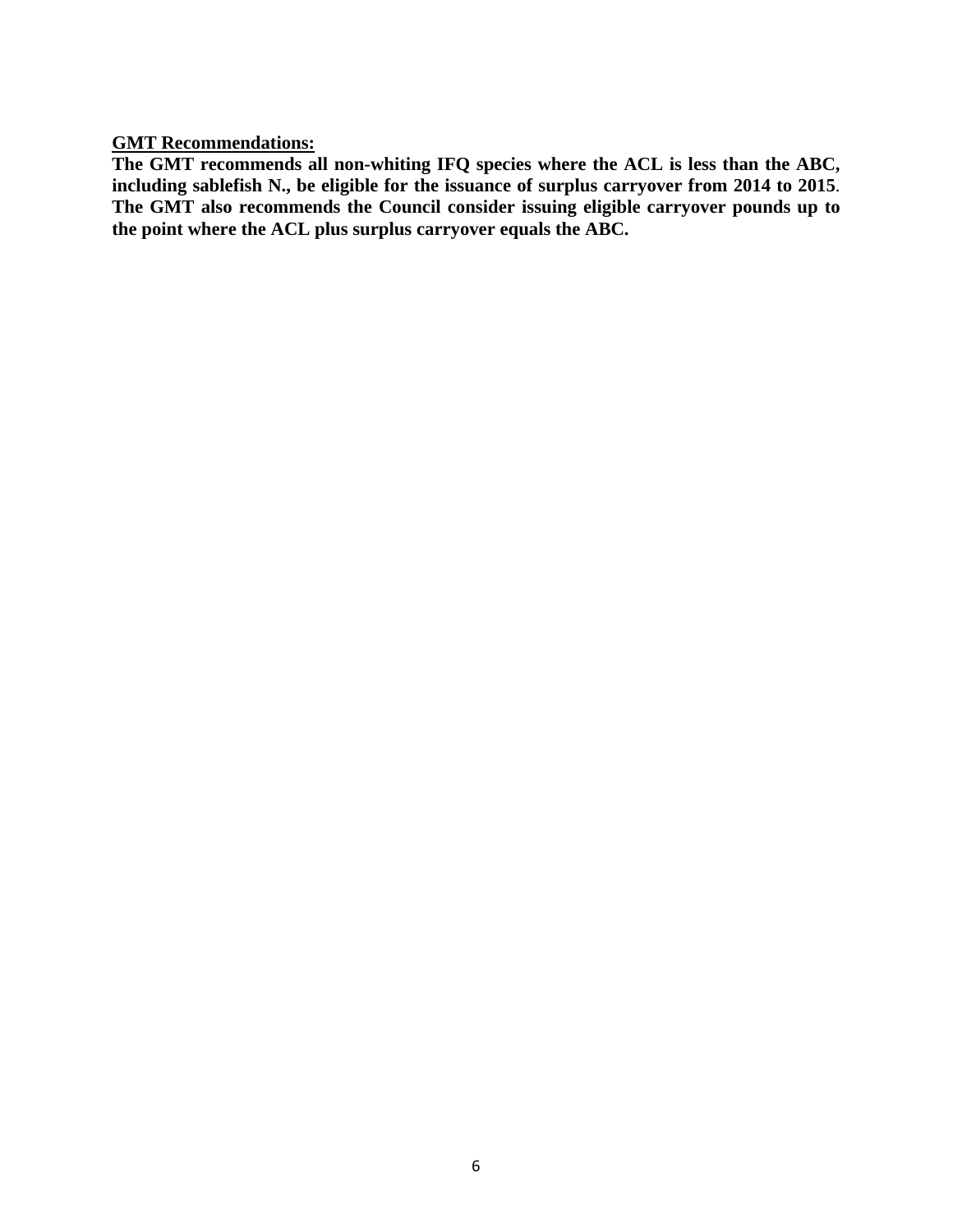**<u>GMT Recommendations:</u>**

**The GMT recommends all non-whiting IFQ species where the ACL is less than the ABC, including sablefish N., be eligible for the issuance of surplus carryover from 2014 to 2015. The GMT also recommends the Council consider issuing eligible carryover pounds up to the point where the ACL plus surplus carryover equals the ABC.**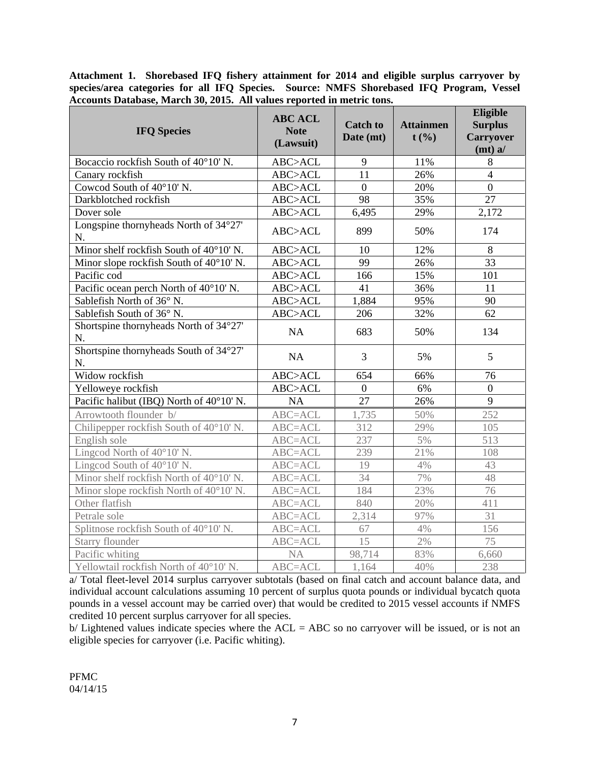**Attachment 1. Shorebased IFQ fishery attainment for 2014 and eligible surplus carryover by species/area categories for all IFQ Species. Source: NMFS Shorebased IFQ Program, Vessel Accounts Database, March 30, 2015. All values reported in metric tons.**

| IFQ Species | ABC ACL Note (Lawsuit) | Catch to Date (mt) | Attainment (%) | Eligible Surplus Carryover (mt) a/ |
|---|---|---|---|---|
| Bocaccio rockfish South of 40°10' N. | ABC>ACL | 9 | 11% | 8 |
| Canary rockfish | ABC>ACL | 11 | 26% | 4 |
| Cowcod South of 40°10' N. | ABC>ACL | 0 | 20% | 0 |
| Darkblotched rockfish | ABC>ACL | 98 | 35% | 27 |
| Dover sole | ABC>ACL | 6,495 | 29% | 2,172 |
| Longspine thornyheads North of 34°27' N. | ABC>ACL | 899 | 50% | 174 |
| Minor shelf rockfish South of 40°10' N. | ABC>ACL | 10 | 12% | 8 |
| Minor slope rockfish South of 40°10' N. | ABC>ACL | 99 | 26% | 33 |
| Pacific cod | ABC>ACL | 166 | 15% | 101 |
| Pacific ocean perch North of 40°10' N. | ABC>ACL | 41 | 36% | 11 |
| Sablefish North of 36° N. | ABC>ACL | 1,884 | 95% | 90 |
| Sablefish South of 36° N. | ABC>ACL | 206 | 32% | 62 |
| Shortspine thornyheads North of 34°27' N. | NA | 683 | 50% | 134 |
| Shortspine thornyheads South of 34°27' N. | NA | 3 | 5% | 5 |
| Widow rockfish | ABC>ACL | 654 | 66% | 76 |
| Yelloweye rockfish | ABC>ACL | 0 | 6% | 0 |
| Pacific halibut (IBQ) North of 40°10' N. | NA | 27 | 26% | 9 |
| Arrowtooth flounder b/ | ABC=ACL | 1,735 | 50% | 252 |
| Chilipepper rockfish South of 40°10' N. | ABC=ACL | 312 | 29% | 105 |
| English sole | ABC=ACL | 237 | 5% | 513 |
| Lingcod North of 40°10' N. | ABC=ACL | 239 | 21% | 108 |
| Lingcod South of 40°10' N. | ABC=ACL | 19 | 4% | 43 |
| Minor shelf rockfish North of 40°10' N. | ABC=ACL | 34 | 7% | 48 |
| Minor slope rockfish North of 40°10' N. | ABC=ACL | 184 | 23% | 76 |
| Other flatfish | ABC=ACL | 840 | 20% | 411 |
| Petrale sole | ABC=ACL | 2,314 | 97% | 31 |
| Splitnose rockfish South of 40°10' N. | ABC=ACL | 67 | 4% | 156 |
| Starry flounder | ABC=ACL | 15 | 2% | 75 |
| Pacific whiting | NA | 98,714 | 83% | 6,660 |
| Yellowtail rockfish North of 40°10' N. | ABC=ACL | 1,164 | 40% | 238 |

a/ Total fleet-level 2014 surplus carryover subtotals (based on final catch and account balance data, and individual account calculations assuming 10 percent of surplus quota pounds or individual bycatch quota pounds in a vessel account may be carried over) that would be credited to 2015 vessel accounts if NMFS credited 10 percent surplus carryover for all species.

b/ Lightened values indicate species where the ACL = ABC so no carryover will be issued, or is not an eligible species for carryover (i.e. Pacific whiting).

PFMC
04/14/15